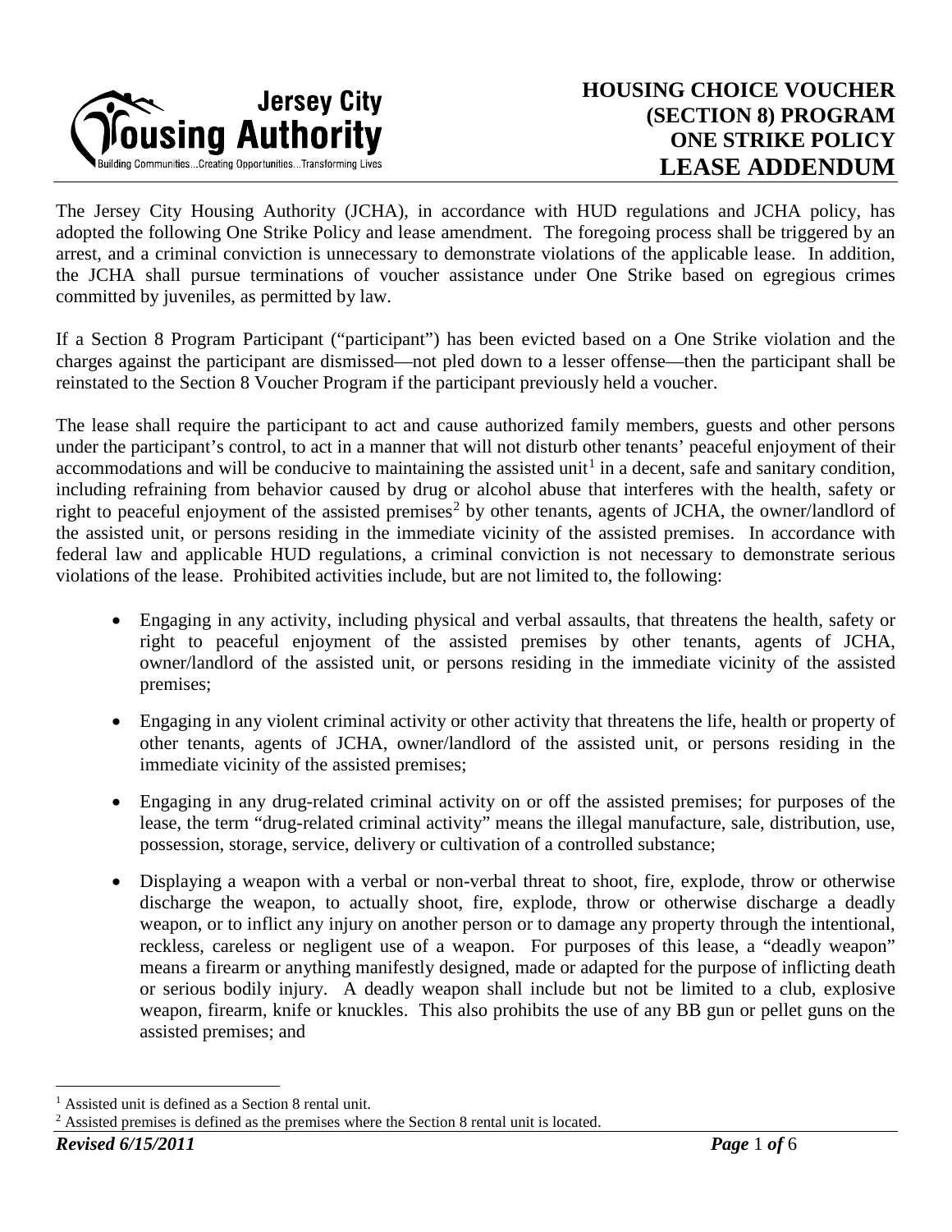**Jersey City Housing Authority**
Building Communities...Creating Opportunities...Transforming Lives

# HOUSING CHOICE VOUCHER (SECTION 8) PROGRAM ONE STRIKE POLICY LEASE ADDENDUM

The Jersey City Housing Authority (JCHA), in accordance with HUD regulations and JCHA policy, has adopted the following One Strike Policy and lease amendment. The foregoing process shall be triggered by an arrest, and a criminal conviction is unnecessary to demonstrate violations of the applicable lease. In addition, the JCHA shall pursue terminations of voucher assistance under One Strike based on egregious crimes committed by juveniles, as permitted by law.

If a Section 8 Program Participant ("participant") has been evicted based on a One Strike violation and the charges against the participant are dismissed—not pled down to a lesser offense—then the participant shall be reinstated to the Section 8 Voucher Program if the participant previously held a voucher.

The lease shall require the participant to act and cause authorized family members, guests and other persons under the participant's control, to act in a manner that will not disturb other tenants' peaceful enjoyment of their accommodations and will be conducive to maintaining the assisted unit[1] in a decent, safe and sanitary condition, including refraining from behavior caused by drug or alcohol abuse that interferes with the health, safety or right to peaceful enjoyment of the assisted premises[2] by other tenants, agents of JCHA, the owner/landlord of the assisted unit, or persons residing in the immediate vicinity of the assisted premises. In accordance with federal law and applicable HUD regulations, a criminal conviction is not necessary to demonstrate serious violations of the lease. Prohibited activities include, but are not limited to, the following:

- Engaging in any activity, including physical and verbal assaults, that threatens the health, safety or right to peaceful enjoyment of the assisted premises by other tenants, agents of JCHA, owner/landlord of the assisted unit, or persons residing in the immediate vicinity of the assisted premises;
- Engaging in any violent criminal activity or other activity that threatens the life, health or property of other tenants, agents of JCHA, owner/landlord of the assisted unit, or persons residing in the immediate vicinity of the assisted premises;
- Engaging in any drug-related criminal activity on or off the assisted premises; for purposes of the lease, the term "drug-related criminal activity" means the illegal manufacture, sale, distribution, use, possession, storage, service, delivery or cultivation of a controlled substance;
- Displaying a weapon with a verbal or non-verbal threat to shoot, fire, explode, throw or otherwise discharge the weapon, to actually shoot, fire, explode, throw or otherwise discharge a deadly weapon, or to inflict any injury on another person or to damage any property through the intentional, reckless, careless or negligent use of a weapon. For purposes of this lease, a "deadly weapon" means a firearm or anything manifestly designed, made or adapted for the purpose of inflicting death or serious bodily injury. A deadly weapon shall include but not be limited to a club, explosive weapon, firearm, knife or knuckles. This also prohibits the use of any BB gun or pellet guns on the assisted premises; and

[1] Assisted unit is defined as a Section 8 rental unit.
[2] Assisted premises is defined as the premises where the Section 8 rental unit is located.

*Revised 6/15/2011*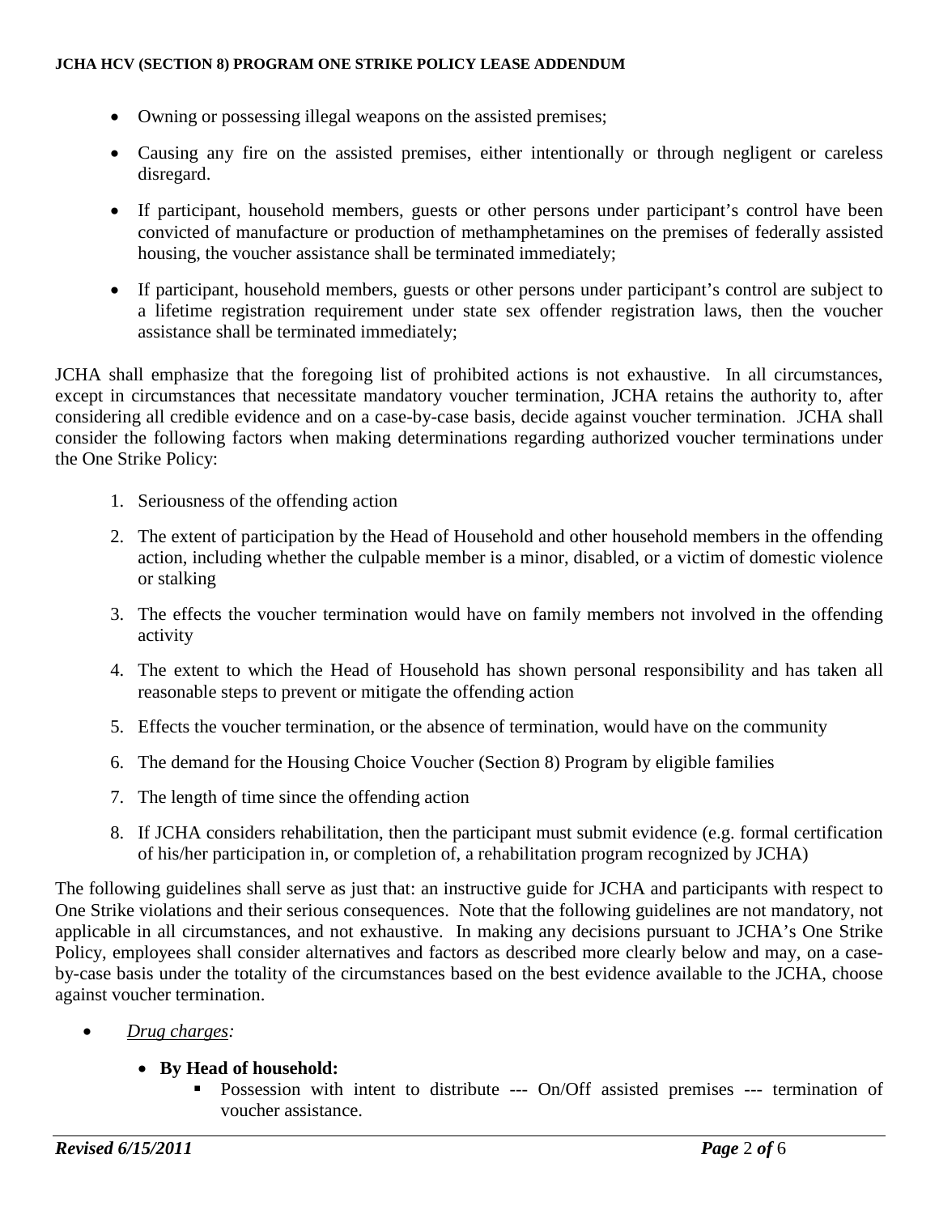- Owning or possessing illegal weapons on the assisted premises;
- Causing any fire on the assisted premises, either intentionally or through negligent or careless disregard.
- If participant, household members, guests or other persons under participant's control have been convicted of manufacture or production of methamphetamines on the premises of federally assisted housing, the voucher assistance shall be terminated immediately;
- If participant, household members, guests or other persons under participant's control are subject to a lifetime registration requirement under state sex offender registration laws, then the voucher assistance shall be terminated immediately;

JCHA shall emphasize that the foregoing list of prohibited actions is not exhaustive. In all circumstances, except in circumstances that necessitate mandatory voucher termination, JCHA retains the authority to, after considering all credible evidence and on a case-by-case basis, decide against voucher termination. JCHA shall consider the following factors when making determinations regarding authorized voucher terminations under the One Strike Policy:

1. Seriousness of the offending action
2. The extent of participation by the Head of Household and other household members in the offending action, including whether the culpable member is a minor, disabled, or a victim of domestic violence or stalking
3. The effects the voucher termination would have on family members not involved in the offending activity
4. The extent to which the Head of Household has shown personal responsibility and has taken all reasonable steps to prevent or mitigate the offending action
5. Effects the voucher termination, or the absence of termination, would have on the community
6. The demand for the Housing Choice Voucher (Section 8) Program by eligible families
7. The length of time since the offending action
8. If JCHA considers rehabilitation, then the participant must submit evidence (e.g. formal certification of his/her participation in, or completion of, a rehabilitation program recognized by JCHA)

The following guidelines shall serve as just that: an instructive guide for JCHA and participants with respect to One Strike violations and their serious consequences. Note that the following guidelines are not mandatory, not applicable in all circumstances, and not exhaustive. In making any decisions pursuant to JCHA's One Strike Policy, employees shall consider alternatives and factors as described more clearly below and may, on a case-by-case basis under the totality of the circumstances based on the best evidence available to the JCHA, choose against voucher termination.

- *Drug charges:*
  - **By Head of household:**
    - Possession with intent to distribute --- On/Off assisted premises --- termination of voucher assistance.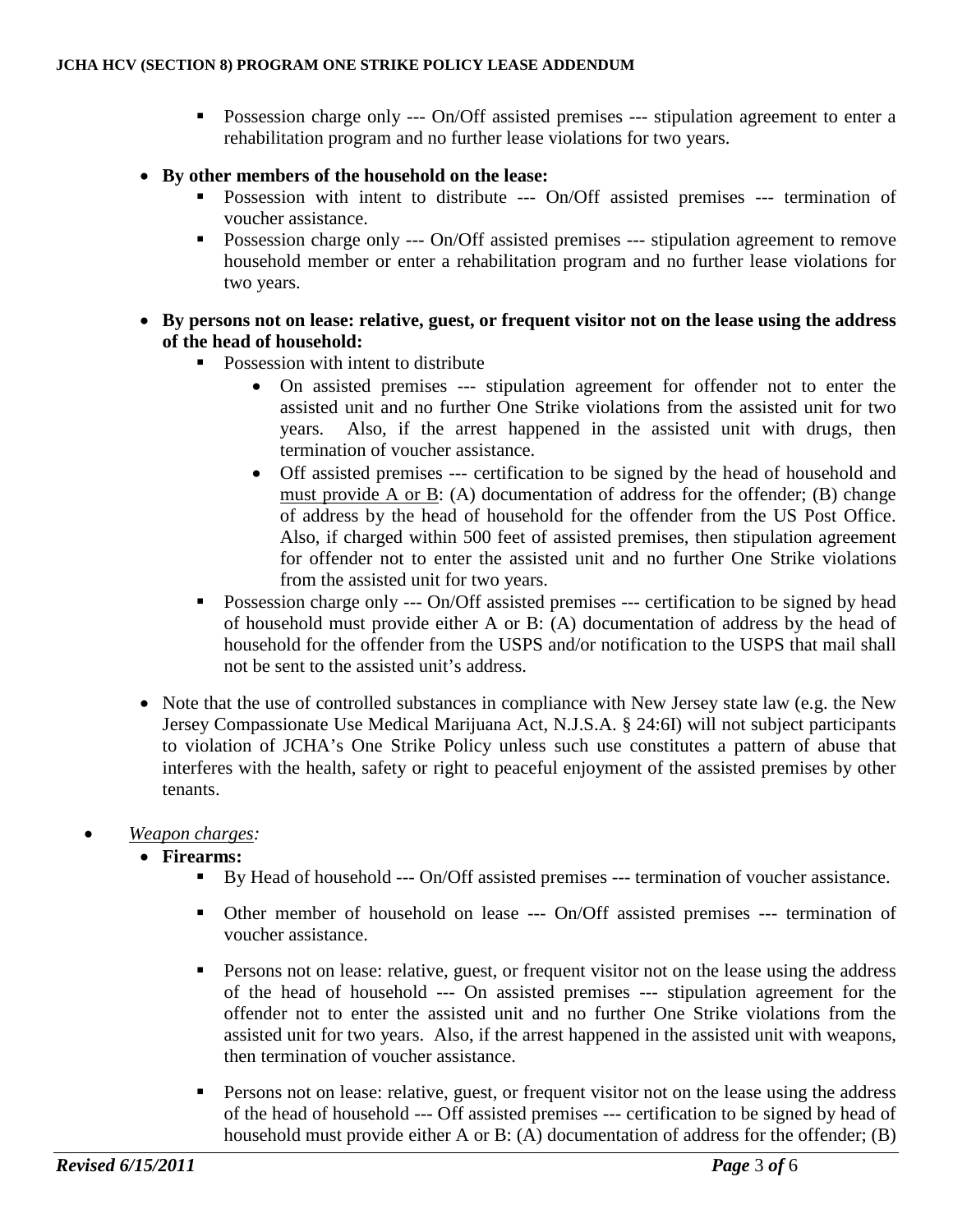- Possession charge only --- On/Off assisted premises --- stipulation agreement to enter a rehabilitation program and no further lease violations for two years.

- **By other members of the household on the lease:**
  - Possession with intent to distribute --- On/Off assisted premises --- termination of voucher assistance.
  - Possession charge only --- On/Off assisted premises --- stipulation agreement to remove household member or enter a rehabilitation program and no further lease violations for two years.

- **By persons not on lease: relative, guest, or frequent visitor not on the lease using the address of the head of household:**
  - Possession with intent to distribute
    - On assisted premises --- stipulation agreement for offender not to enter the assisted unit and no further One Strike violations from the assisted unit for two years. Also, if the arrest happened in the assisted unit with drugs, then termination of voucher assistance.
    - Off assisted premises --- certification to be signed by the head of household and <u>must provide A or B</u>: (A) documentation of address for the offender; (B) change of address by the head of household for the offender from the US Post Office. Also, if charged within 500 feet of assisted premises, then stipulation agreement for offender not to enter the assisted unit and no further One Strike violations from the assisted unit for two years.
  - Possession charge only --- On/Off assisted premises --- certification to be signed by head of household must provide either A or B: (A) documentation of address by the head of household for the offender from the USPS and/or notification to the USPS that mail shall not be sent to the assisted unit's address.

- Note that the use of controlled substances in compliance with New Jersey state law (e.g. the New Jersey Compassionate Use Medical Marijuana Act, N.J.S.A. § 24:6I) will not subject participants to violation of JCHA's One Strike Policy unless such use constitutes a pattern of abuse that interferes with the health, safety or right to peaceful enjoyment of the assisted premises by other tenants.

- *<u>Weapon charges</u>:*
  - **Firearms:**
    - By Head of household --- On/Off assisted premises --- termination of voucher assistance.
    - Other member of household on lease --- On/Off assisted premises --- termination of voucher assistance.
    - Persons not on lease: relative, guest, or frequent visitor not on the lease using the address of the head of household --- On assisted premises --- stipulation agreement for the offender not to enter the assisted unit and no further One Strike violations from the assisted unit for two years. Also, if the arrest happened in the assisted unit with weapons, then termination of voucher assistance.
    - Persons not on lease: relative, guest, or frequent visitor not on the lease using the address of the head of household --- Off assisted premises --- certification to be signed by head of household must provide either A or B: (A) documentation of address for the offender; (B)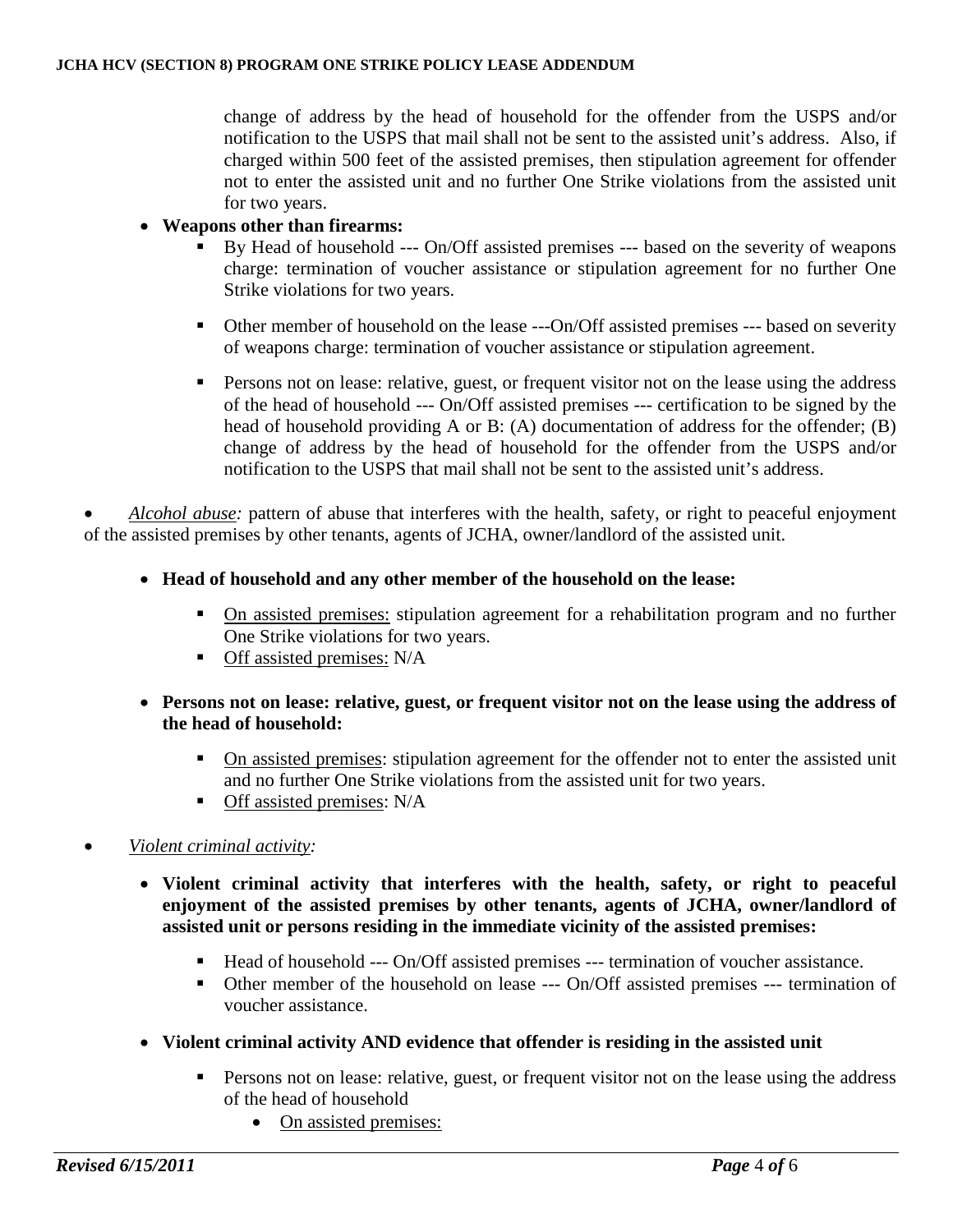change of address by the head of household for the offender from the USPS and/or notification to the USPS that mail shall not be sent to the assisted unit's address. Also, if charged within 500 feet of the assisted premises, then stipulation agreement for offender not to enter the assisted unit and no further One Strike violations from the assisted unit for two years.

- **Weapons other than firearms:**
  - By Head of household --- On/Off assisted premises --- based on the severity of weapons charge: termination of voucher assistance or stipulation agreement for no further One Strike violations for two years.
  - Other member of household on the lease ---On/Off assisted premises --- based on severity of weapons charge: termination of voucher assistance or stipulation agreement.
  - Persons not on lease: relative, guest, or frequent visitor not on the lease using the address of the head of household --- On/Off assisted premises --- certification to be signed by the head of household providing A or B: (A) documentation of address for the offender; (B) change of address by the head of household for the offender from the USPS and/or notification to the USPS that mail shall not be sent to the assisted unit's address.

- *Alcohol abuse:* pattern of abuse that interferes with the health, safety, or right to peaceful enjoyment of the assisted premises by other tenants, agents of JCHA, owner/landlord of the assisted unit.

  - **Head of household and any other member of the household on the lease:**
    - On assisted premises: stipulation agreement for a rehabilitation program and no further One Strike violations for two years.
    - Off assisted premises: N/A
  - **Persons not on lease: relative, guest, or frequent visitor not on the lease using the address of the head of household:**
    - On assisted premises: stipulation agreement for the offender not to enter the assisted unit and no further One Strike violations from the assisted unit for two years.
    - Off assisted premises: N/A

- *Violent criminal activity:*

  - **Violent criminal activity that interferes with the health, safety, or right to peaceful enjoyment of the assisted premises by other tenants, agents of JCHA, owner/landlord of assisted unit or persons residing in the immediate vicinity of the assisted premises:**
    - Head of household --- On/Off assisted premises --- termination of voucher assistance.
    - Other member of the household on lease --- On/Off assisted premises --- termination of voucher assistance.
  - **Violent criminal activity AND evidence that offender is residing in the assisted unit**
    - Persons not on lease: relative, guest, or frequent visitor not on the lease using the address of the head of household
      - On assisted premises: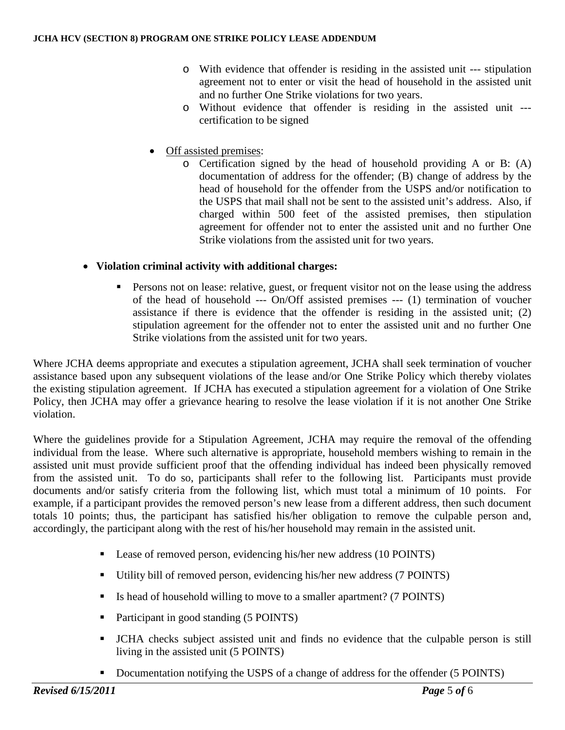- With evidence that offender is residing in the assisted unit --- stipulation agreement not to enter or visit the head of household in the assisted unit and no further One Strike violations for two years.
- Without evidence that offender is residing in the assisted unit --- certification to be signed

- Off assisted premises:
  - Certification signed by the head of household providing A or B: (A) documentation of address for the offender; (B) change of address by the head of household for the offender from the USPS and/or notification to the USPS that mail shall not be sent to the assisted unit's address. Also, if charged within 500 feet of the assisted premises, then stipulation agreement for offender not to enter the assisted unit and no further One Strike violations from the assisted unit for two years.

- **Violation criminal activity with additional charges:**
  - Persons not on lease: relative, guest, or frequent visitor not on the lease using the address of the head of household --- On/Off assisted premises --- (1) termination of voucher assistance if there is evidence that the offender is residing in the assisted unit; (2) stipulation agreement for the offender not to enter the assisted unit and no further One Strike violations from the assisted unit for two years.

Where JCHA deems appropriate and executes a stipulation agreement, JCHA shall seek termination of voucher assistance based upon any subsequent violations of the lease and/or One Strike Policy which thereby violates the existing stipulation agreement. If JCHA has executed a stipulation agreement for a violation of One Strike Policy, then JCHA may offer a grievance hearing to resolve the lease violation if it is not another One Strike violation.

Where the guidelines provide for a Stipulation Agreement, JCHA may require the removal of the offending individual from the lease. Where such alternative is appropriate, household members wishing to remain in the assisted unit must provide sufficient proof that the offending individual has indeed been physically removed from the assisted unit. To do so, participants shall refer to the following list. Participants must provide documents and/or satisfy criteria from the following list, which must total a minimum of 10 points. For example, if a participant provides the removed person's new lease from a different address, then such document totals 10 points; thus, the participant has satisfied his/her obligation to remove the culpable person and, accordingly, the participant along with the rest of his/her household may remain in the assisted unit.

- Lease of removed person, evidencing his/her new address (10 POINTS)
- Utility bill of removed person, evidencing his/her new address (7 POINTS)
- Is head of household willing to move to a smaller apartment? (7 POINTS)
- Participant in good standing (5 POINTS)
- JCHA checks subject assisted unit and finds no evidence that the culpable person is still living in the assisted unit (5 POINTS)
- Documentation notifying the USPS of a change of address for the offender (5 POINTS)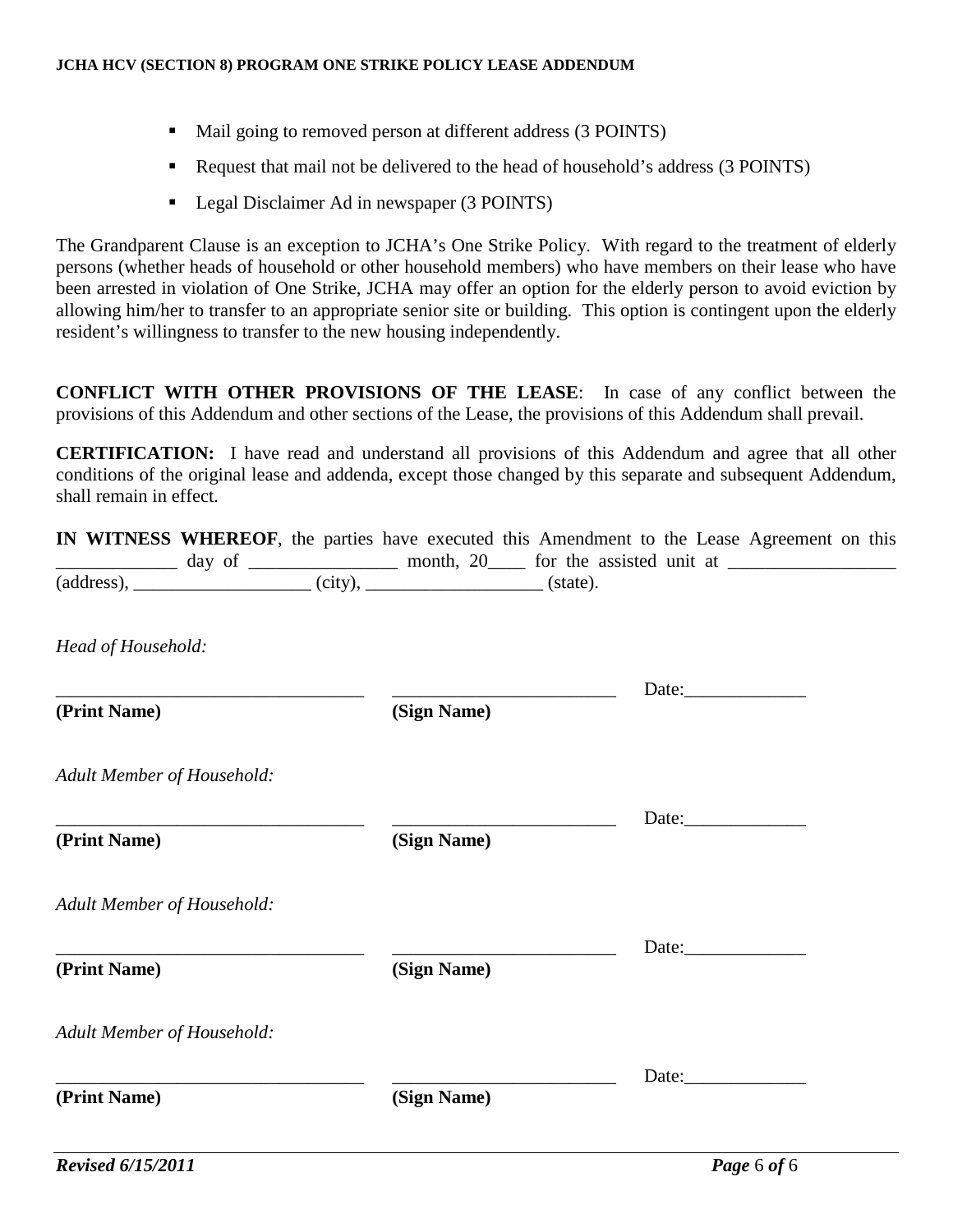- Mail going to removed person at different address (3 POINTS)
- Request that mail not be delivered to the head of household's address (3 POINTS)
- Legal Disclaimer Ad in newspaper (3 POINTS)

The Grandparent Clause is an exception to JCHA's One Strike Policy. With regard to the treatment of elderly persons (whether heads of household or other household members) who have members on their lease who have been arrested in violation of One Strike, JCHA may offer an option for the elderly person to avoid eviction by allowing him/her to transfer to an appropriate senior site or building. This option is contingent upon the elderly resident's willingness to transfer to the new housing independently.

**CONFLICT WITH OTHER PROVISIONS OF THE LEASE**: In case of any conflict between the provisions of this Addendum and other sections of the Lease, the provisions of this Addendum shall prevail.

**CERTIFICATION:** I have read and understand all provisions of this Addendum and agree that all other conditions of the original lease and addenda, except those changed by this separate and subsequent Addendum, shall remain in effect.

**IN WITNESS WHEREOF**, the parties have executed this Amendment to the Lease Agreement on this _____________ day of ________________ month, 20____ for the assisted unit at __________________ (address), ___________________ (city), ___________________ (state).

*Head of Household:*

_________________________________ ________________________ Date:_____________

**(Print Name)** **(Sign Name)**

*Adult Member of Household:*

_________________________________ ________________________ Date:_____________

**(Print Name)** **(Sign Name)**

*Adult Member of Household:*

_________________________________ ________________________ Date:_____________

**(Print Name)** **(Sign Name)**

*Adult Member of Household:*

_________________________________ ________________________ Date:_____________

**(Print Name)** **(Sign Name)**

***Revised 6/15/2011***